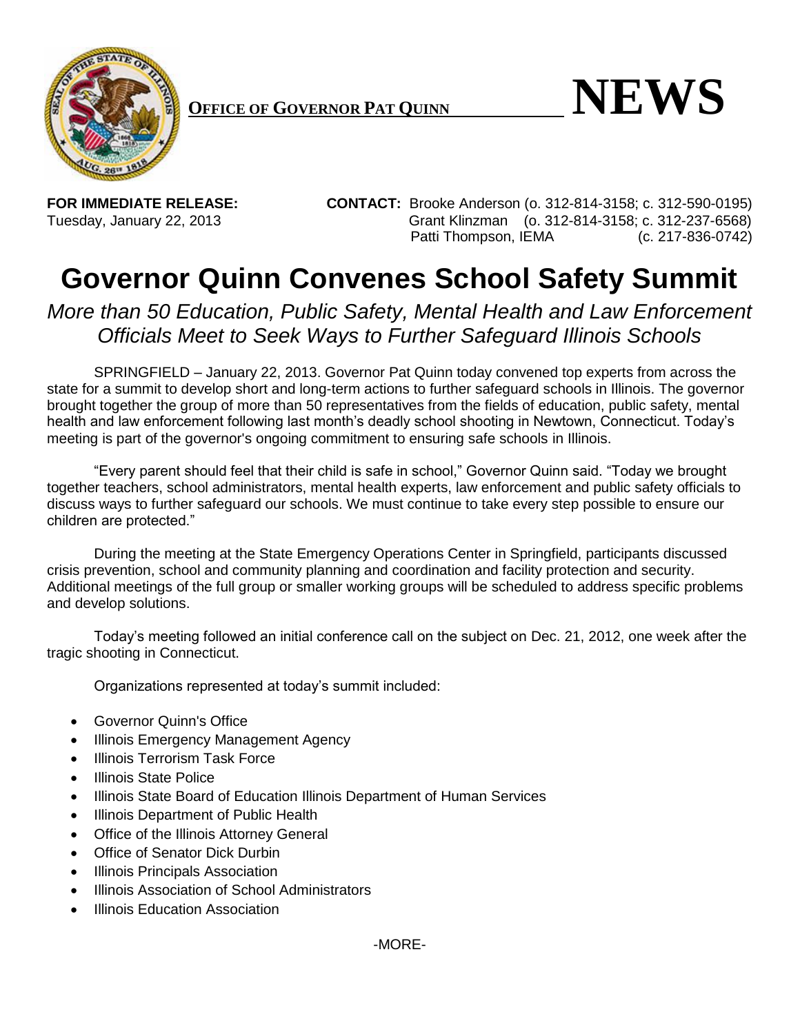**OFFICE OF GOVERNOR PAT QUINN** **NEWS**

**FOR IMMEDIATE RELEASE:**
Tuesday, January 22, 2013

**CONTACT:** Brooke Anderson (o. 312-814-3158; c. 312-590-0195)
Grant Klinzman (o. 312-814-3158; c. 312-237-6568)
Patti Thompson, IEMA (c. 217-836-0742)

# Governor Quinn Convenes School Safety Summit

*More than 50 Education, Public Safety, Mental Health and Law Enforcement Officials Meet to Seek Ways to Further Safeguard Illinois Schools*

SPRINGFIELD – January 22, 2013. Governor Pat Quinn today convened top experts from across the state for a summit to develop short and long-term actions to further safeguard schools in Illinois. The governor brought together the group of more than 50 representatives from the fields of education, public safety, mental health and law enforcement following last month's deadly school shooting in Newtown, Connecticut. Today's meeting is part of the governor's ongoing commitment to ensuring safe schools in Illinois.

"Every parent should feel that their child is safe in school," Governor Quinn said. "Today we brought together teachers, school administrators, mental health experts, law enforcement and public safety officials to discuss ways to further safeguard our schools. We must continue to take every step possible to ensure our children are protected."

During the meeting at the State Emergency Operations Center in Springfield, participants discussed crisis prevention, school and community planning and coordination and facility protection and security. Additional meetings of the full group or smaller working groups will be scheduled to address specific problems and develop solutions.

Today's meeting followed an initial conference call on the subject on Dec. 21, 2012, one week after the tragic shooting in Connecticut.

Organizations represented at today's summit included:

- Governor Quinn's Office
- Illinois Emergency Management Agency
- Illinois Terrorism Task Force
- Illinois State Police
- Illinois State Board of Education Illinois Department of Human Services
- Illinois Department of Public Health
- Office of the Illinois Attorney General
- Office of Senator Dick Durbin
- Illinois Principals Association
- Illinois Association of School Administrators
- Illinois Education Association

-MORE-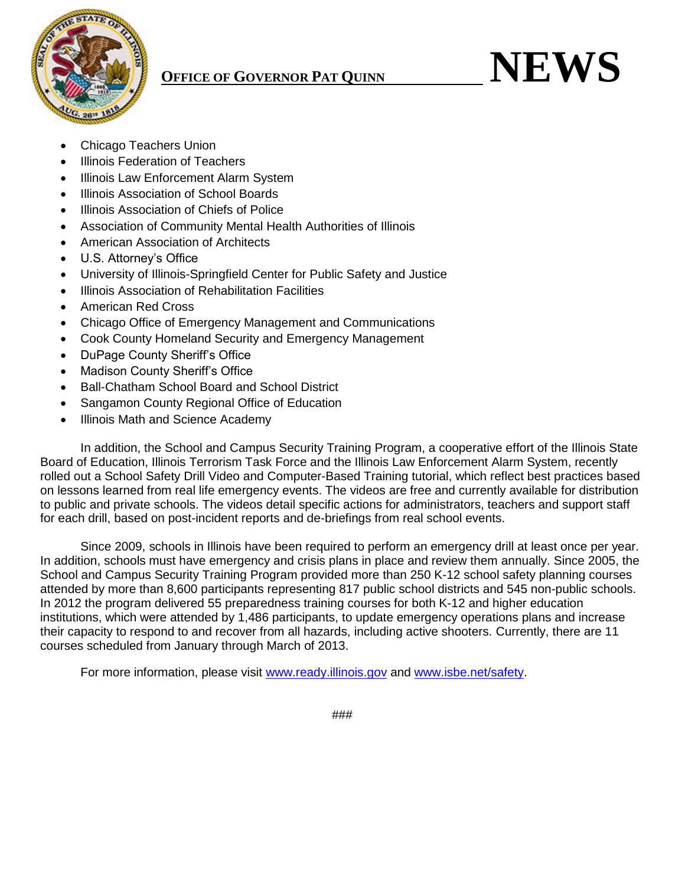- Chicago Teachers Union
- Illinois Federation of Teachers
- Illinois Law Enforcement Alarm System
- Illinois Association of School Boards
- Illinois Association of Chiefs of Police
- Association of Community Mental Health Authorities of Illinois
- American Association of Architects
- U.S. Attorney's Office
- University of Illinois-Springfield Center for Public Safety and Justice
- Illinois Association of Rehabilitation Facilities
- American Red Cross
- Chicago Office of Emergency Management and Communications
- Cook County Homeland Security and Emergency Management
- DuPage County Sheriff's Office
- Madison County Sheriff's Office
- Ball-Chatham School Board and School District
- Sangamon County Regional Office of Education
- Illinois Math and Science Academy

In addition, the School and Campus Security Training Program, a cooperative effort of the Illinois State Board of Education, Illinois Terrorism Task Force and the Illinois Law Enforcement Alarm System, recently rolled out a School Safety Drill Video and Computer-Based Training tutorial, which reflect best practices based on lessons learned from real life emergency events. The videos are free and currently available for distribution to public and private schools. The videos detail specific actions for administrators, teachers and support staff for each drill, based on post-incident reports and de-briefings from real school events.

Since 2009, schools in Illinois have been required to perform an emergency drill at least once per year. In addition, schools must have emergency and crisis plans in place and review them annually. Since 2005, the School and Campus Security Training Program provided more than 250 K-12 school safety planning courses attended by more than 8,600 participants representing 817 public school districts and 545 non-public schools. In 2012 the program delivered 55 preparedness training courses for both K-12 and higher education institutions, which were attended by 1,486 participants, to update emergency operations plans and increase their capacity to respond to and recover from all hazards, including active shooters. Currently, there are 11 courses scheduled from January through March of 2013.

For more information, please visit www.ready.illinois.gov and www.isbe.net/safety.

###